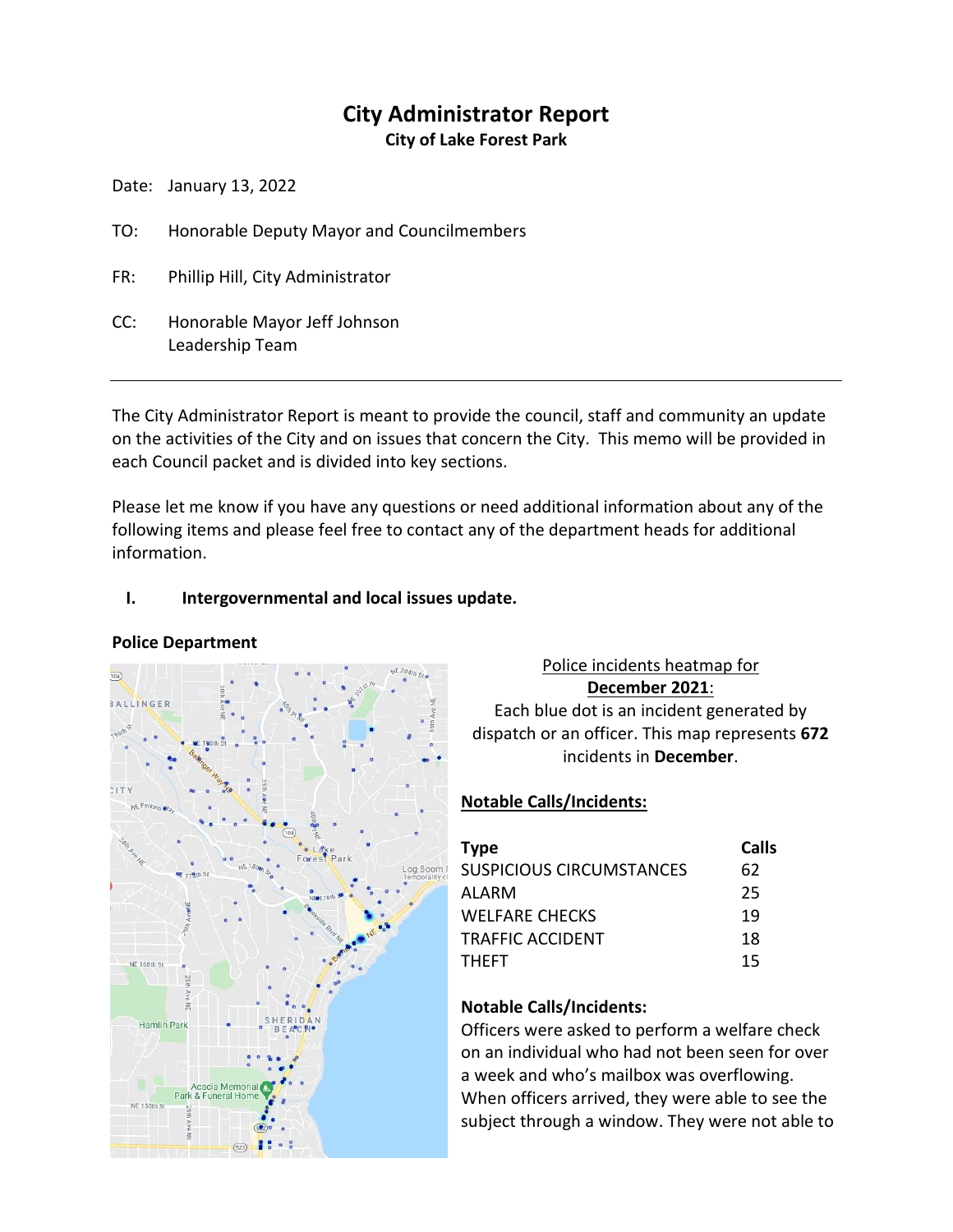# City Administrator Report
**City of Lake Forest Park**

Date: January 13, 2022

TO: Honorable Deputy Mayor and Councilmembers

FR: Phillip Hill, City Administrator

CC: Honorable Mayor Jeff Johnson
Leadership Team

---

The City Administrator Report is meant to provide the council, staff and community an update on the activities of the City and on issues that concern the City. This memo will be provided in each Council packet and is divided into key sections.

Please let me know if you have any questions or need additional information about any of the following items and please feel free to contact any of the department heads for additional information.

## I. Intergovernmental and local issues update.

### Police Department

Police incidents heatmap for **December 2021**:
Each blue dot is an incident generated by dispatch or an officer. This map represents **672** incidents in **December**.

**Notable Calls/Incidents:**

| Type | Calls |
|---|---|
| SUSPICIOUS CIRCUMSTANCES | 62 |
| ALARM | 25 |
| WELFARE CHECKS | 19 |
| TRAFFIC ACCIDENT | 18 |
| THEFT | 15 |

**Notable Calls/Incidents:**
Officers were asked to perform a welfare check on an individual who had not been seen for over a week and who's mailbox was overflowing. When officers arrived, they were able to see the subject through a window. They were not able to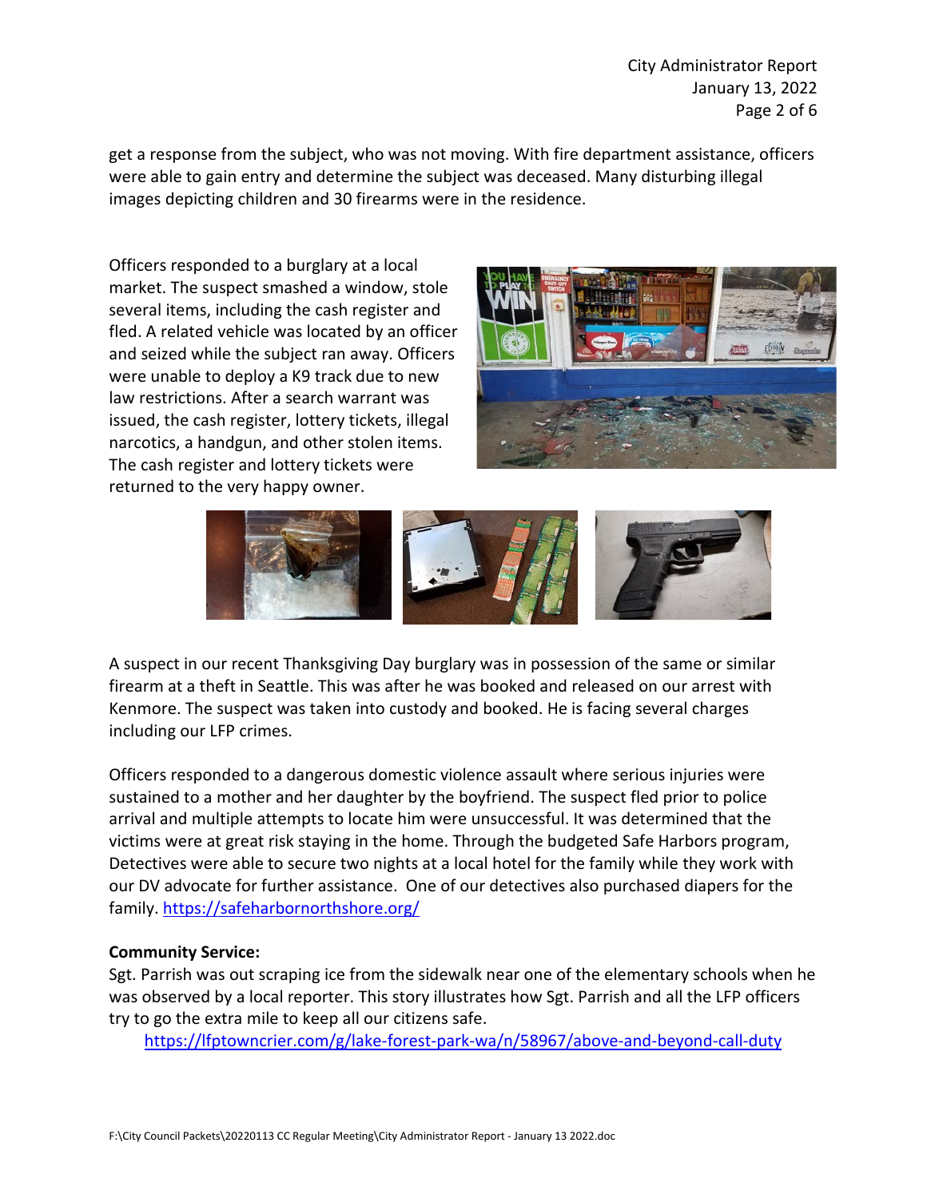get a response from the subject, who was not moving. With fire department assistance, officers were able to gain entry and determine the subject was deceased. Many disturbing illegal images depicting children and 30 firearms were in the residence.

Officers responded to a burglary at a local market. The suspect smashed a window, stole several items, including the cash register and fled. A related vehicle was located by an officer and seized while the subject ran away. Officers were unable to deploy a K9 track due to new law restrictions. After a search warrant was issued, the cash register, lottery tickets, illegal narcotics, a handgun, and other stolen items. The cash register and lottery tickets were returned to the very happy owner.

A suspect in our recent Thanksgiving Day burglary was in possession of the same or similar firearm at a theft in Seattle. This was after he was booked and released on our arrest with Kenmore. The suspect was taken into custody and booked. He is facing several charges including our LFP crimes.

Officers responded to a dangerous domestic violence assault where serious injuries were sustained to a mother and her daughter by the boyfriend. The suspect fled prior to police arrival and multiple attempts to locate him were unsuccessful. It was determined that the victims were at great risk staying in the home. Through the budgeted Safe Harbors program, Detectives were able to secure two nights at a local hotel for the family while they work with our DV advocate for further assistance. One of our detectives also purchased diapers for the family. https://safeharbornorthshore.org/

**Community Service:**
Sgt. Parrish was out scraping ice from the sidewalk near one of the elementary schools when he was observed by a local reporter. This story illustrates how Sgt. Parrish and all the LFP officers try to go the extra mile to keep all our citizens safe.

https://lfptowncrier.com/g/lake-forest-park-wa/n/58967/above-and-beyond-call-duty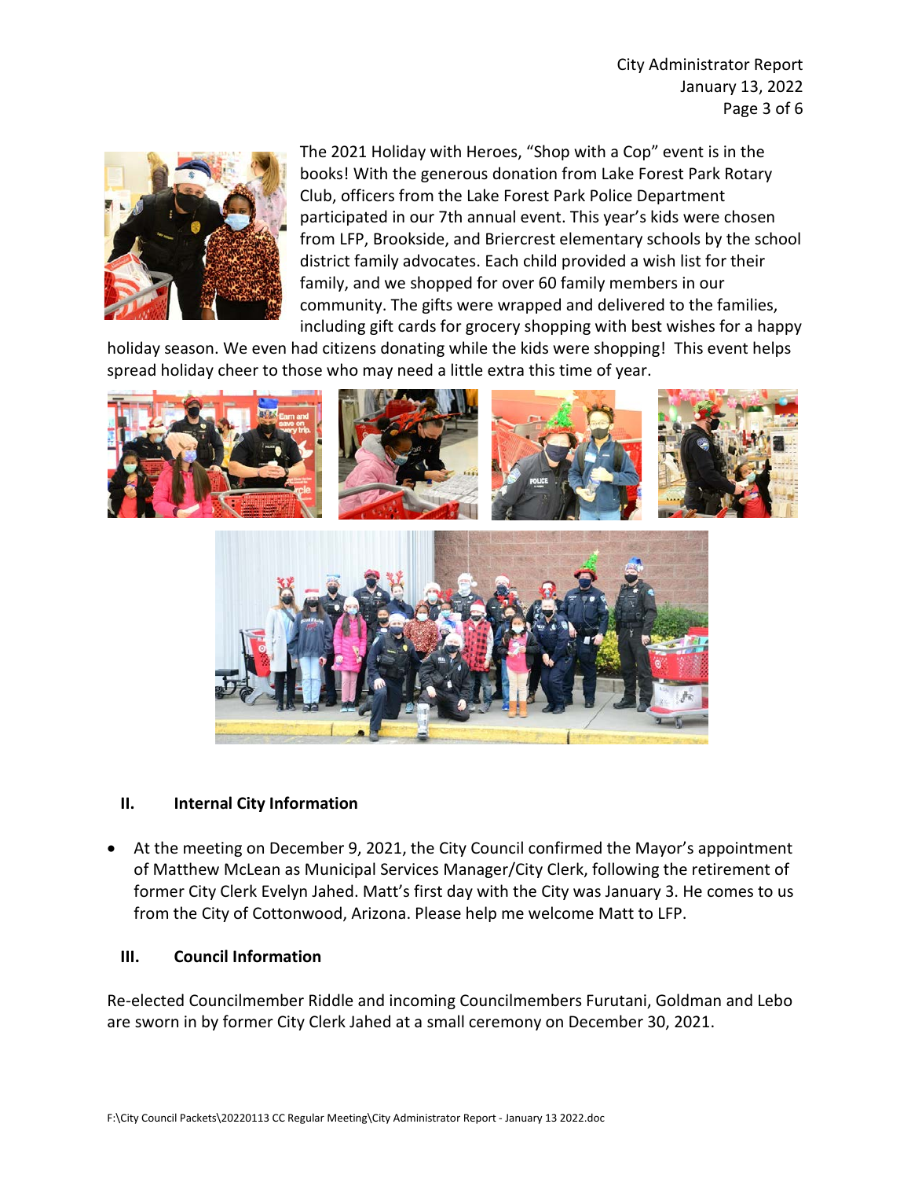The 2021 Holiday with Heroes, "Shop with a Cop" event is in the books! With the generous donation from Lake Forest Park Rotary Club, officers from the Lake Forest Park Police Department participated in our 7th annual event. This year's kids were chosen from LFP, Brookside, and Briercrest elementary schools by the school district family advocates. Each child provided a wish list for their family, and we shopped for over 60 family members in our community. The gifts were wrapped and delivered to the families, including gift cards for grocery shopping with best wishes for a happy holiday season. We even had citizens donating while the kids were shopping! This event helps spread holiday cheer to those who may need a little extra this time of year.

## II. Internal City Information

- At the meeting on December 9, 2021, the City Council confirmed the Mayor's appointment of Matthew McLean as Municipal Services Manager/City Clerk, following the retirement of former City Clerk Evelyn Jahed. Matt's first day with the City was January 3. He comes to us from the City of Cottonwood, Arizona. Please help me welcome Matt to LFP.

## III. Council Information

Re-elected Councilmember Riddle and incoming Councilmembers Furutani, Goldman and Lebo are sworn in by former City Clerk Jahed at a small ceremony on December 30, 2021.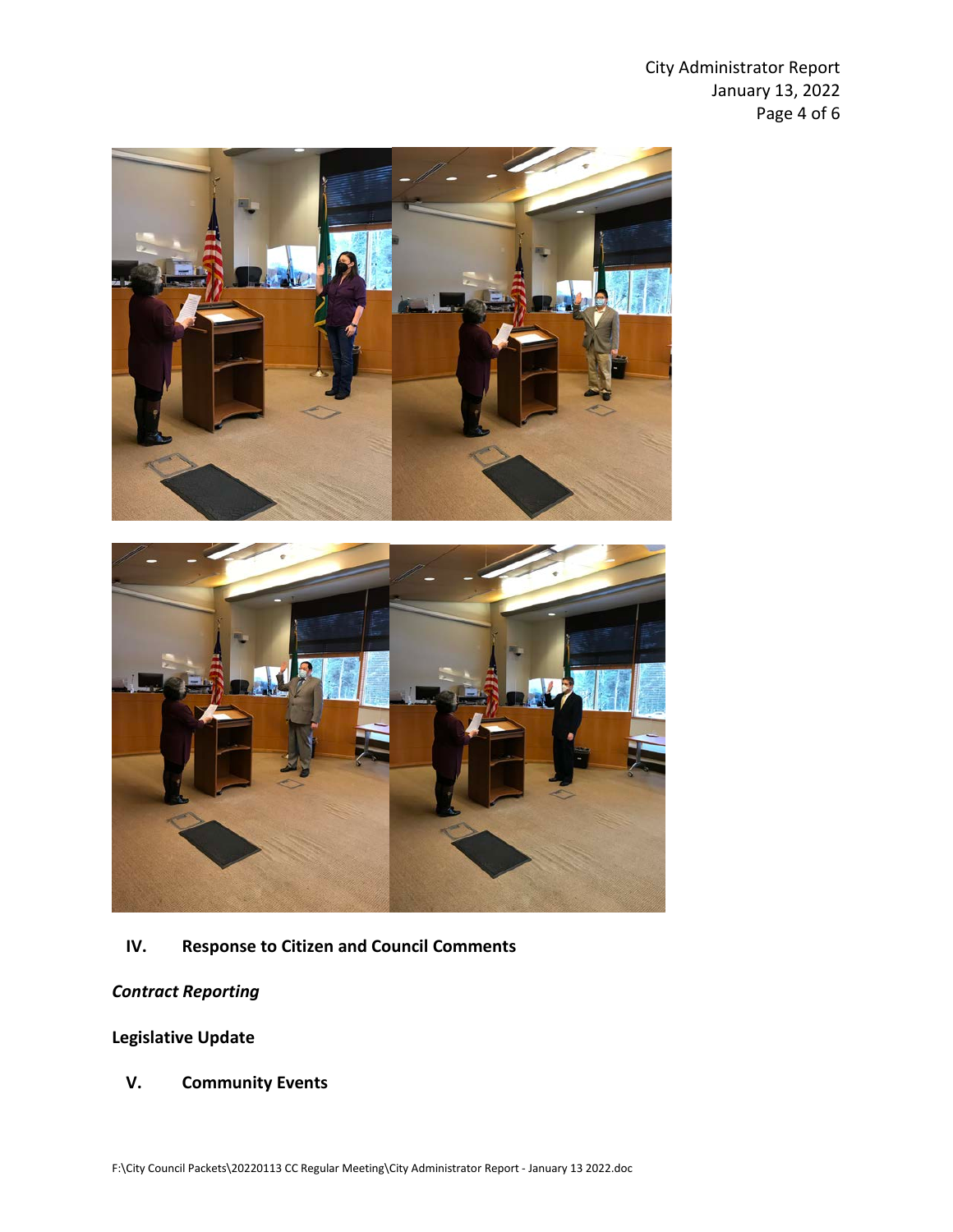## IV. Response to Citizen and Council Comments

***Contract Reporting***

**Legislative Update**

## V. Community Events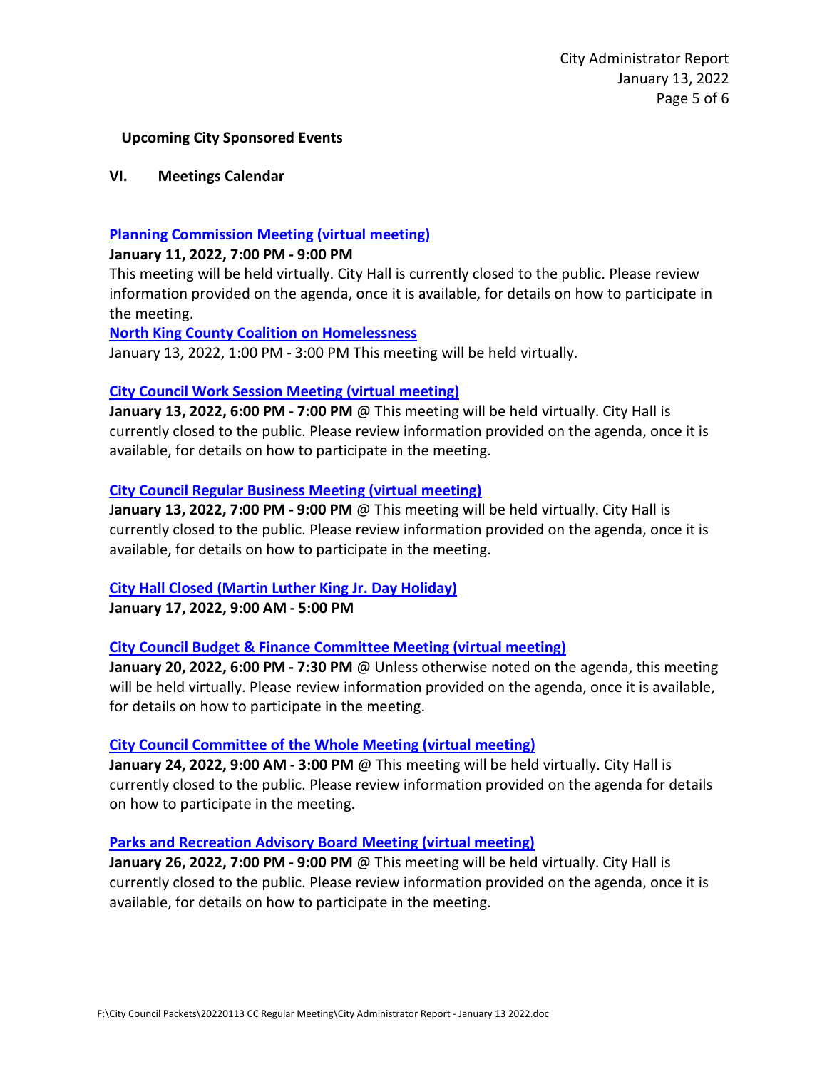**Upcoming City Sponsored Events**

## VI. Meetings Calendar

**Planning Commission Meeting (virtual meeting)**

**January 11, 2022, 7:00 PM - 9:00 PM**

This meeting will be held virtually. City Hall is currently closed to the public. Please review information provided on the agenda, once it is available, for details on how to participate in the meeting.

**North King County Coalition on Homelessness**

January 13, 2022, 1:00 PM - 3:00 PM This meeting will be held virtually.

**City Council Work Session Meeting (virtual meeting)**

**January 13, 2022, 6:00 PM - 7:00 PM** @ This meeting will be held virtually. City Hall is currently closed to the public. Please review information provided on the agenda, once it is available, for details on how to participate in the meeting.

**City Council Regular Business Meeting (virtual meeting)**

**January 13, 2022, 7:00 PM - 9:00 PM** @ This meeting will be held virtually. City Hall is currently closed to the public. Please review information provided on the agenda, once it is available, for details on how to participate in the meeting.

**City Hall Closed (Martin Luther King Jr. Day Holiday)**

**January 17, 2022, 9:00 AM - 5:00 PM**

**City Council Budget & Finance Committee Meeting (virtual meeting)**

**January 20, 2022, 6:00 PM - 7:30 PM** @ Unless otherwise noted on the agenda, this meeting will be held virtually. Please review information provided on the agenda, once it is available, for details on how to participate in the meeting.

**City Council Committee of the Whole Meeting (virtual meeting)**

**January 24, 2022, 9:00 AM - 3:00 PM** @ This meeting will be held virtually. City Hall is currently closed to the public. Please review information provided on the agenda for details on how to participate in the meeting.

**Parks and Recreation Advisory Board Meeting (virtual meeting)**

**January 26, 2022, 7:00 PM - 9:00 PM** @ This meeting will be held virtually. City Hall is currently closed to the public. Please review information provided on the agenda, once it is available, for details on how to participate in the meeting.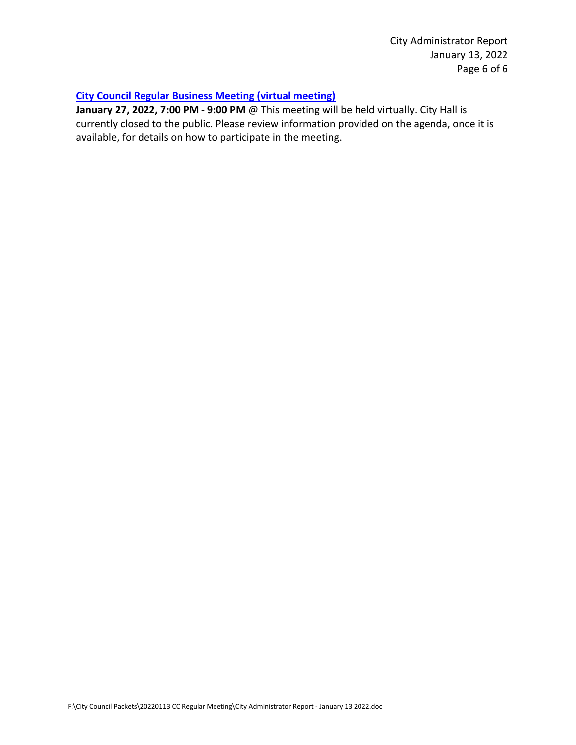[City Council Regular Business Meeting (virtual meeting)]

**January 27, 2022, 7:00 PM - 9:00 PM** @ This meeting will be held virtually. City Hall is currently closed to the public. Please review information provided on the agenda, once it is available, for details on how to participate in the meeting.